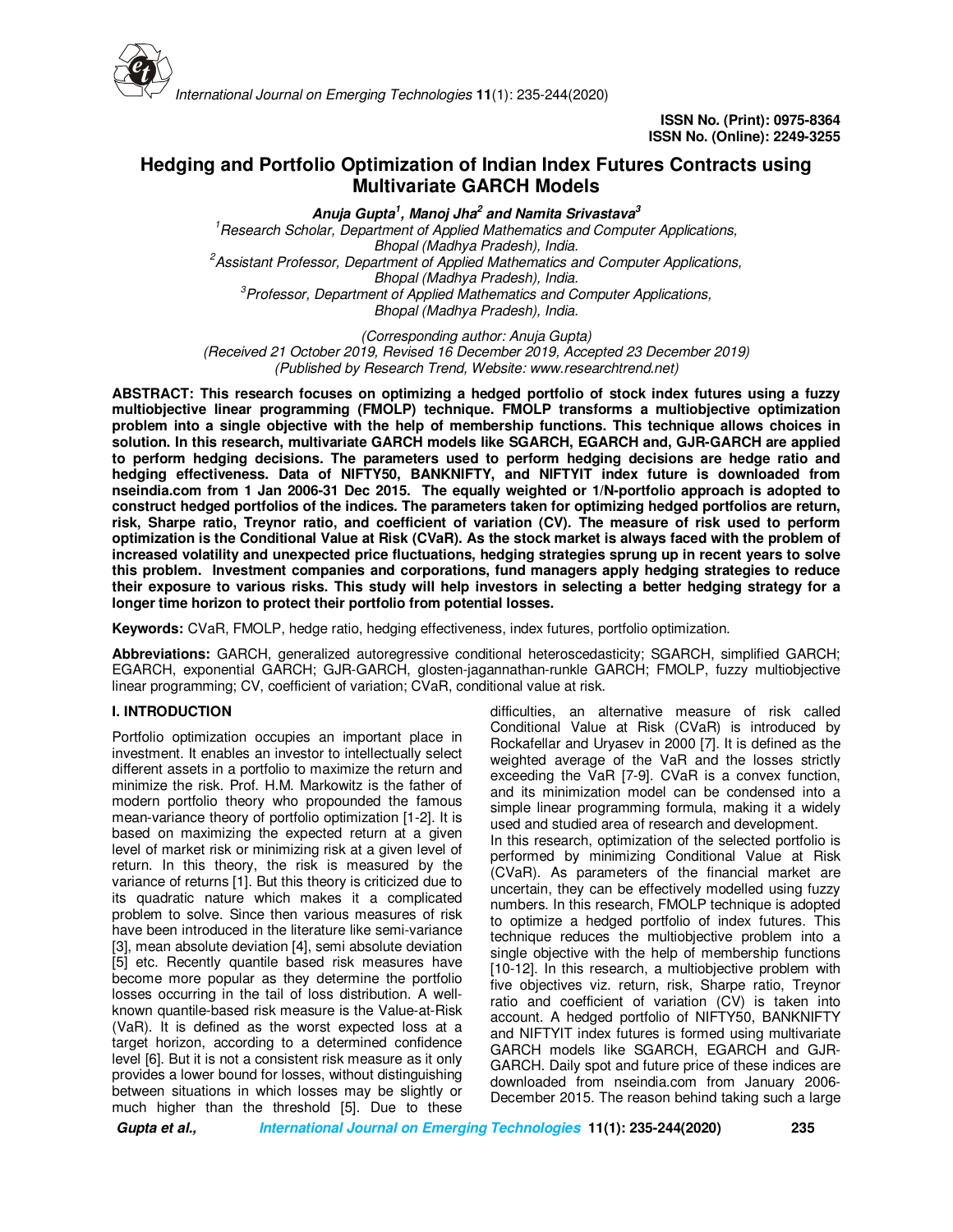ISSN No. (Print): 0975-8364
ISSN No. (Online): 2249-3255

# Hedging and Portfolio Optimization of Indian Index Futures Contracts using Multivariate GARCH Models

***Anuja Gupta[1], Manoj Jha[2] and Namita Srivastava[3]***

[1]Research Scholar, Department of Applied Mathematics and Computer Applications, Bhopal (Madhya Pradesh), India.
[2]Assistant Professor, Department of Applied Mathematics and Computer Applications, Bhopal (Madhya Pradesh), India.
[3]Professor, Department of Applied Mathematics and Computer Applications, Bhopal (Madhya Pradesh), India.

*(Corresponding author: Anuja Gupta)*
*(Received 21 October 2019, Revised 16 December 2019, Accepted 23 December 2019)*
*(Published by Research Trend, Website: www.researchtrend.net)*

**ABSTRACT: This research focuses on optimizing a hedged portfolio of stock index futures using a fuzzy multiobjective linear programming (FMOLP) technique. FMOLP transforms a multiobjective optimization problem into a single objective with the help of membership functions. This technique allows choices in solution. In this research, multivariate GARCH models like SGARCH, EGARCH and, GJR-GARCH are applied to perform hedging decisions. The parameters used to perform hedging decisions are hedge ratio and hedging effectiveness. Data of NIFTY50, BANKNIFTY, and NIFTYIT index future is downloaded from nseindia.com from 1 Jan 2006-31 Dec 2015. The equally weighted or 1/N-portfolio approach is adopted to construct hedged portfolios of the indices. The parameters taken for optimizing hedged portfolios are return, risk, Sharpe ratio, Treynor ratio, and coefficient of variation (CV). The measure of risk used to perform optimization is the Conditional Value at Risk (CVaR). As the stock market is always faced with the problem of increased volatility and unexpected price fluctuations, hedging strategies sprung up in recent years to solve this problem. Investment companies and corporations, fund managers apply hedging strategies to reduce their exposure to various risks. This study will help investors in selecting a better hedging strategy for a longer time horizon to protect their portfolio from potential losses.**

**Keywords:** CVaR, FMOLP, hedge ratio, hedging effectiveness, index futures, portfolio optimization.

**Abbreviations:** GARCH, generalized autoregressive conditional heteroscedasticity; SGARCH, simplified GARCH; EGARCH, exponential GARCH; GJR-GARCH, glosten-jagannathan-runkle GARCH; FMOLP, fuzzy multiobjective linear programming; CV, coefficient of variation; CVaR, conditional value at risk.

## I. INTRODUCTION

Portfolio optimization occupies an important place in investment. It enables an investor to intellectually select different assets in a portfolio to maximize the return and minimize the risk. Prof. H.M. Markowitz is the father of modern portfolio theory who propounded the famous mean-variance theory of portfolio optimization [1-2]. It is based on maximizing the expected return at a given level of market risk or minimizing risk at a given level of return. In this theory, the risk is measured by the variance of returns [1]. But this theory is criticized due to its quadratic nature which makes it a complicated problem to solve. Since then various measures of risk have been introduced in the literature like semi-variance [3], mean absolute deviation [4], semi absolute deviation [5] etc. Recently quantile based risk measures have become more popular as they determine the portfolio losses occurring in the tail of loss distribution. A well-known quantile-based risk measure is the Value-at-Risk (VaR). It is defined as the worst expected loss at a target horizon, according to a determined confidence level [6]. But it is not a consistent risk measure as it only provides a lower bound for losses, without distinguishing between situations in which losses may be slightly or much higher than the threshold [5]. Due to these difficulties, an alternative measure of risk called Conditional Value at Risk (CVaR) is introduced by Rockafellar and Uryasev in 2000 [7]. It is defined as the weighted average of the VaR and the losses strictly exceeding the VaR [7-9]. CVaR is a convex function, and its minimization model can be condensed into a simple linear programming formula, making it a widely used and studied area of research and development.

In this research, optimization of the selected portfolio is performed by minimizing Conditional Value at Risk (CVaR). As parameters of the financial market are uncertain, they can be effectively modelled using fuzzy numbers. In this research, FMOLP technique is adopted to optimize a hedged portfolio of index futures. This technique reduces the multiobjective problem into a single objective with the help of membership functions [10-12]. In this research, a multiobjective problem with five objectives viz. return, risk, Sharpe ratio, Treynor ratio and coefficient of variation (CV) is taken into account. A hedged portfolio of NIFTY50, BANKNIFTY and NIFTYIT index futures is formed using multivariate GARCH models like SGARCH, EGARCH and GJR-GARCH. Daily spot and future price of these indices are downloaded from nseindia.com from January 2006-December 2015. The reason behind taking such a large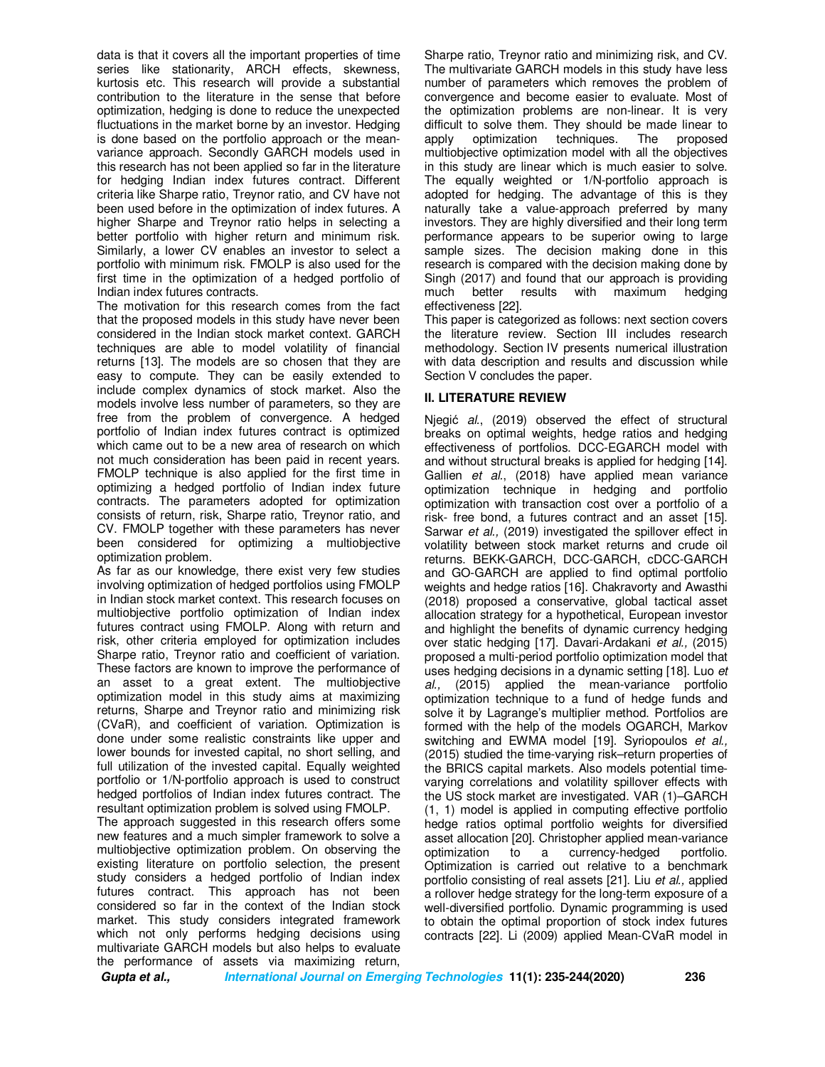data is that it covers all the important properties of time series like stationarity, ARCH effects, skewness, kurtosis etc. This research will provide a substantial contribution to the literature in the sense that before optimization, hedging is done to reduce the unexpected fluctuations in the market borne by an investor. Hedging is done based on the portfolio approach or the mean-variance approach. Secondly GARCH models used in this research has not been applied so far in the literature for hedging Indian index futures contract. Different criteria like Sharpe ratio, Treynor ratio, and CV have not been used before in the optimization of index futures. A higher Sharpe and Treynor ratio helps in selecting a better portfolio with higher return and minimum risk. Similarly, a lower CV enables an investor to select a portfolio with minimum risk. FMOLP is also used for the first time in the optimization of a hedged portfolio of Indian index futures contracts.

The motivation for this research comes from the fact that the proposed models in this study have never been considered in the Indian stock market context. GARCH techniques are able to model volatility of financial returns [13]. The models are so chosen that they are easy to compute. They can be easily extended to include complex dynamics of stock market. Also the models involve less number of parameters, so they are free from the problem of convergence. A hedged portfolio of Indian index futures contract is optimized which came out to be a new area of research on which not much consideration has been paid in recent years. FMOLP technique is also applied for the first time in optimizing a hedged portfolio of Indian index future contracts. The parameters adopted for optimization consists of return, risk, Sharpe ratio, Treynor ratio, and CV. FMOLP together with these parameters has never been considered for optimizing a multiobjective optimization problem.

As far as our knowledge, there exist very few studies involving optimization of hedged portfolios using FMOLP in Indian stock market context. This research focuses on multiobjective portfolio optimization of Indian index futures contract using FMOLP. Along with return and risk, other criteria employed for optimization includes Sharpe ratio, Treynor ratio and coefficient of variation. These factors are known to improve the performance of an asset to a great extent. The multiobjective optimization model in this study aims at maximizing returns, Sharpe and Treynor ratio and minimizing risk (CVaR), and coefficient of variation. Optimization is done under some realistic constraints like upper and lower bounds for invested capital, no short selling, and full utilization of the invested capital. Equally weighted portfolio or 1/N-portfolio approach is used to construct hedged portfolios of Indian index futures contract. The resultant optimization problem is solved using FMOLP.

The approach suggested in this research offers some new features and a much simpler framework to solve a multiobjective optimization problem. On observing the existing literature on portfolio selection, the present study considers a hedged portfolio of Indian index futures contract. This approach has not been considered so far in the context of the Indian stock market. This study considers integrated framework which not only performs hedging decisions using multivariate GARCH models but also helps to evaluate the performance of assets via maximizing return, Sharpe ratio, Treynor ratio and minimizing risk, and CV. The multivariate GARCH models in this study have less number of parameters which removes the problem of convergence and become easier to evaluate. Most of the optimization problems are non-linear. It is very difficult to solve them. They should be made linear to apply optimization techniques. The proposed multiobjective optimization model with all the objectives in this study are linear which is much easier to solve. The equally weighted or 1/N-portfolio approach is adopted for hedging. The advantage of this is they naturally take a value-approach preferred by many investors. They are highly diversified and their long term performance appears to be superior owing to large sample sizes. The decision making done in this research is compared with the decision making done by Singh (2017) and found that our approach is providing much better results with maximum hedging effectiveness [22].

This paper is categorized as follows: next section covers the literature review. Section III includes research methodology. Section IV presents numerical illustration with data description and results and discussion while Section V concludes the paper.

## II. LITERATURE REVIEW

Njegić *al.*, (2019) observed the effect of structural breaks on optimal weights, hedge ratios and hedging effectiveness of portfolios. DCC-EGARCH model with and without structural breaks is applied for hedging [14]. Gallien *et al.*, (2018) have applied mean variance optimization technique in hedging and portfolio optimization with transaction cost over a portfolio of a risk- free bond, a futures contract and an asset [15]. Sarwar *et al.,* (2019) investigated the spillover effect in volatility between stock market returns and crude oil returns. BEKK-GARCH, DCC-GARCH, cDCC-GARCH and GO-GARCH are applied to find optimal portfolio weights and hedge ratios [16]. Chakravorty and Awasthi (2018) proposed a conservative, global tactical asset allocation strategy for a hypothetical, European investor and highlight the benefits of dynamic currency hedging over static hedging [17]. Davari-Ardakani *et al.,* (2015) proposed a multi-period portfolio optimization model that uses hedging decisions in a dynamic setting [18]. Luo *et al.,* (2015) applied the mean-variance portfolio optimization technique to a fund of hedge funds and solve it by Lagrange's multiplier method. Portfolios are formed with the help of the models OGARCH, Markov switching and EWMA model [19]. Syriopoulos *et al.,* (2015) studied the time-varying risk–return properties of the BRICS capital markets. Also models potential time-varying correlations and volatility spillover effects with the US stock market are investigated. VAR (1)–GARCH (1, 1) model is applied in computing effective portfolio hedge ratios optimal portfolio weights for diversified asset allocation [20]. Christopher applied mean-variance optimization to a currency-hedged portfolio. Optimization is carried out relative to a benchmark portfolio consisting of real assets [21]. Liu *et al.,* applied a rollover hedge strategy for the long-term exposure of a well-diversified portfolio. Dynamic programming is used to obtain the optimal proportion of stock index futures contracts [22]. Li (2009) applied Mean-CVaR model in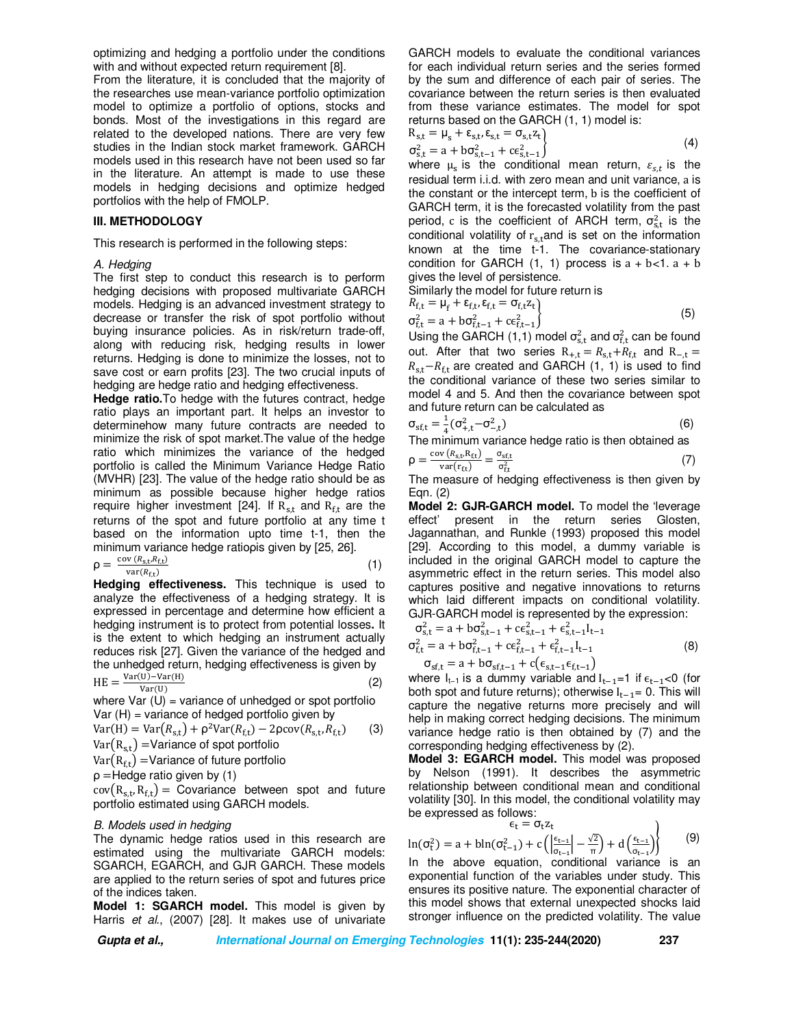optimizing and hedging a portfolio under the conditions with and without expected return requirement [8].

From the literature, it is concluded that the majority of the researches use mean-variance portfolio optimization model to optimize a portfolio of options, stocks and bonds. Most of the investigations in this regard are related to the developed nations. There are very few studies in the Indian stock market framework. GARCH models used in this research have not been used so far in the literature. An attempt is made to use these models in hedging decisions and optimize hedged portfolios with the help of FMOLP.

## III. METHODOLOGY

This research is performed in the following steps:

### A. Hedging

The first step to conduct this research is to perform hedging decisions with proposed multivariate GARCH models. Hedging is an advanced investment strategy to decrease or transfer the risk of spot portfolio without buying insurance policies. As in risk/return trade-off, along with reducing risk, hedging results in lower returns. Hedging is done to minimize the losses, not to save cost or earn profits [23]. The two crucial inputs of hedging are hedge ratio and hedging effectiveness.

**Hedge ratio.** To hedge with the futures contract, hedge ratio plays an important part. It helps an investor to determinehow many future contracts are needed to minimize the risk of spot market. The value of the hedge ratio which minimizes the variance of the hedged portfolio is called the Minimum Variance Hedge Ratio (MVHR) [23]. The value of the hedge ratio should be as minimum as possible because higher hedge ratios require higher investment [24]. If $R_{s,t}$ and $R_{f,t}$ are the returns of the spot and future portfolio at any time t based on the information upto time t-1, then the minimum variance hedge ratiopis given by [25, 26].

$$\rho = \frac{\text{cov}(R_{s,t}, R_{f,t})}{\text{var}(R_{f,t})} \quad (1)$$

**Hedging effectiveness.** This technique is used to analyze the effectiveness of a hedging strategy. It is expressed in percentage and determine how efficient a hedging instrument is to protect from potential losses**.** It is the extent to which hedging an instrument actually reduces risk [27]. Given the variance of the hedged and the unhedged return, hedging effectiveness is given by

$$\text{HE} = \frac{\text{Var(U)} - \text{Var(H)}}{\text{Var(U)}} \quad (2)$$

where Var (U) = variance of unhedged or spot portfolio
Var (H) = variance of hedged portfolio given by

$$\text{Var(H)} = \text{Var}(R_{s,t}) + \rho^2 \text{Var}(R_{f,t}) - 2\rho\text{cov}(R_{s,t}, R_{f,t}) \quad (3)$$

$\text{Var}(R_{s,t})$ = Variance of spot portfolio
$\text{Var}(R_{f,t})$ = Variance of future portfolio
$\rho$ = Hedge ratio given by (1)
$\text{cov}(R_{s,t}, R_{f,t})$ = Covariance between spot and future portfolio estimated using GARCH models.

### B. Models used in hedging

The dynamic hedge ratios used in this research are estimated using the multivariate GARCH models: SGARCH, EGARCH, and GJR GARCH. These models are applied to the return series of spot and futures price of the indices taken.

**Model 1: SGARCH model.** This model is given by Harris *et al.*, (2007) [28]. It makes use of univariate GARCH models to evaluate the conditional variances for each individual return series and the series formed by the sum and difference of each pair of series. The covariance between the return series is then evaluated from these variance estimates. The model for spot returns based on the GARCH (1, 1) model is:

$$\left.\begin{aligned} &R_{s,t} = \mu_s + \varepsilon_{s,t}, \varepsilon_{s,t} = \sigma_{s,t} z_t \\ &\sigma_{s,t}^2 = a + b\sigma_{s,t-1}^2 + c\epsilon_{s,t-1}^2 \end{aligned}\right\} \quad (4)$$

where $\mu_s$ is the conditional mean return, $\varepsilon_{s,t}$ is the residual term i.i.d. with zero mean and unit variance, a is the constant or the intercept term, b is the coefficient of GARCH term, it is the forecasted volatility from the past period, c is the coefficient of ARCH term, $\sigma_{s,t}^2$ is the conditional volatility of $r_{s,t}$ and is set on the information known at the time t-1. The covariance-stationary condition for GARCH (1, 1) process is $a + b<1$. $a + b$ gives the level of persistence.

Similarly the model for future return is

$$\left.\begin{aligned} &R_{f,t} = \mu_f + \varepsilon_{f,t}, \varepsilon_{f,t} = \sigma_{f,t} z_t \\ &\sigma_{f,t}^2 = a + b\sigma_{f,t-1}^2 + c\epsilon_{f,t-1}^2 \end{aligned}\right\} \quad (5)$$

Using the GARCH (1,1) model $\sigma_{s,t}^2$ and $\sigma_{f,t}^2$ can be found out. After that two series $R_{+,t} = R_{s,t} + R_{f,t}$ and $R_{-,t} = R_{s,t} - R_{f,t}$ are created and GARCH (1, 1) is used to find the conditional variance of these two series similar to model 4 and 5. And then the covariance between spot and future return can be calculated as

$$\sigma_{sf,t} = \frac{1}{4}(\sigma_{+,t}^2 - \sigma_{-,t}^2) \quad (6)$$

The minimum variance hedge ratio is then obtained as

$$\rho = \frac{\text{cov}(R_{s,t}, R_{f,t})}{\text{var}(r_{f,t})} = \frac{\sigma_{sf,t}}{\sigma_{f,t}^2} \quad (7)$$

The measure of hedging effectiveness is then given by Eqn. (2)

**Model 2: GJR-GARCH model.** To model the 'leverage effect' present in the return series Glosten, Jagannathan, and Runkle (1993) proposed this model [29]. According to this model, a dummy variable is included in the original GARCH model to capture the asymmetric effect in the return series. This model also captures positive and negative innovations to returns which laid different impacts on conditional volatility. GJR-GARCH model is represented by the expression:

$$\begin{aligned} &\sigma_{s,t}^2 = a + b\sigma_{s,t-1}^2 + c\epsilon_{s,t-1}^2 + \epsilon_{s,t-1}^2 I_{t-1} \\ &\sigma_{f,t}^2 = a + b\sigma_{f,t-1}^2 + c\epsilon_{f,t-1}^2 + \epsilon_{f,t-1}^2 I_{t-1} \\ &\sigma_{sf,t} = a + b\sigma_{sf,t-1} + c(\epsilon_{s,t-1}\epsilon_{f,t-1}) \end{aligned} \quad (8)$$

where $I_{t-1}$ is a dummy variable and $I_{t-1}$=1 if $\epsilon_{t-1}$<0 (for both spot and future returns); otherwise $I_{t-1}$= 0. This will capture the negative returns more precisely and will help in making correct hedging decisions. The minimum variance hedge ratio is then obtained by (7) and the corresponding hedging effectiveness by (2).

**Model 3: EGARCH model.** This model was proposed by Nelson (1991). It describes the asymmetric relationship between conditional mean and conditional volatility [30]. In this model, the conditional volatility may be expressed as follows:

$$\left.\begin{aligned} &\epsilon_t = \sigma_t z_t \\ &\ln(\sigma_t^2) = a + b\ln(\sigma_{t-1}^2) + c\left(\left|\frac{\epsilon_{t-1}}{\sigma_{t-1}}\right| - \frac{\sqrt{2}}{\pi}\right) + d\left(\frac{\epsilon_{t-1}}{\sigma_{t-1}}\right) \end{aligned}\right\} \quad (9)$$

In the above equation, conditional variance is an exponential function of the variables under study. This ensures its positive nature. The exponential character of this model shows that external unexpected shocks laid stronger influence on the predicted volatility. The value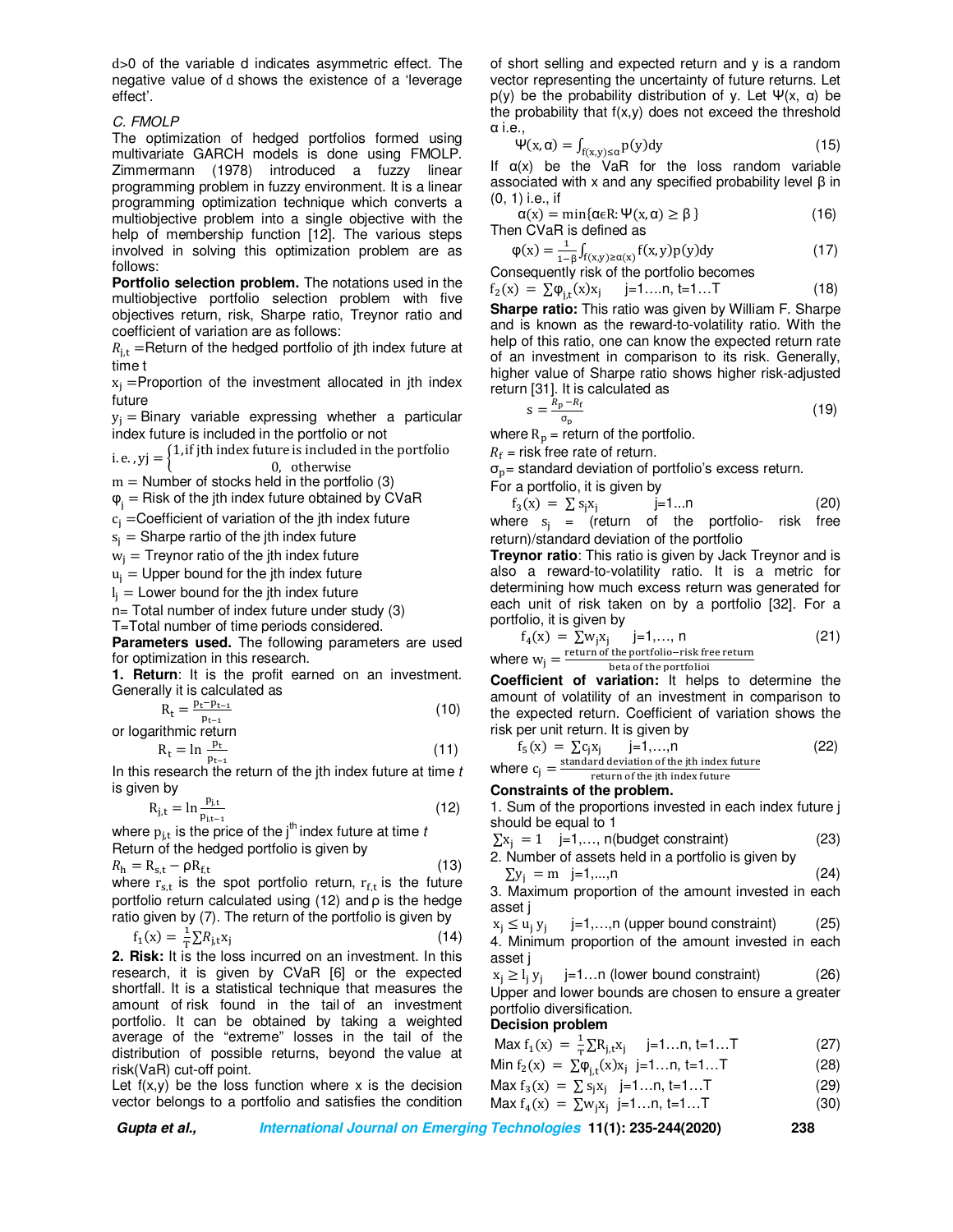d>0 of the variable d indicates asymmetric effect. The negative value of d shows the existence of a 'leverage effect'.

*C. FMOLP*

The optimization of hedged portfolios formed using multivariate GARCH models is done using FMOLP. Zimmermann (1978) introduced a fuzzy linear programming problem in fuzzy environment. It is a linear programming optimization technique which converts a multiobjective problem into a single objective with the help of membership function [12]. The various steps involved in solving this optimization problem are as follows:

**Portfolio selection problem.** The notations used in the multiobjective portfolio selection problem with five objectives return, risk, Sharpe ratio, Treynor ratio and coefficient of variation are as follows:

$R_{j,t}$ =Return of the hedged portfolio of jth index future at time t

$x_j$ =Proportion of the investment allocated in jth index future

$y_j$ = Binary variable expressing whether a particular index future is included in the portfolio or not

i.e., $y_j = \begin{cases} 1, \text{if jth index future is included in the portfolio} \\ 0, \text{ otherwise} \end{cases}$

m = Number of stocks held in the portfolio (3)

$\varphi_j$ = Risk of the jth index future obtained by CVaR

$c_j$ =Coefficient of variation of the jth index future

$s_j$ = Sharpe rartio of the jth index future

$w_j$ = Treynor ratio of the jth index future

$u_j$ = Upper bound for the jth index future

$l_j$ = Lower bound for the jth index future

n= Total number of index future under study (3)

T=Total number of time periods considered.

**Parameters used.** The following parameters are used for optimization in this research.

**1. Return**: It is the profit earned on an investment. Generally it is calculated as

$$R_t = \frac{p_t - p_{t-1}}{p_{t-1}} \tag{10}$$

or logarithmic return

$$R_t = \ln \frac{p_t}{p_{t-1}} \tag{11}$$

In this research the return of the jth index future at time *t* is given by

$$R_{j,t} = \ln \frac{p_{j,t}}{p_{j,t-1}} \tag{12}$$

where $p_{j,t}$ is the price of the $j^{th}$ index future at time *t*

Return of the hedged portfolio is given by

$$R_h = R_{s,t} - \rho R_{f,t} \tag{13}$$

where $r_{s,t}$ is the spot portfolio return, $r_{f,t}$ is the future portfolio return calculated using (12) and ρ is the hedge ratio given by (7). The return of the portfolio is given by

$$f_1(x) = \frac{1}{T} \sum R_{j,t} x_j \tag{14}$$

**2. Risk:** It is the loss incurred on an investment. In this research, it is given by CVaR [6] or the expected shortfall. It is a statistical technique that measures the amount of risk found in the tail of an investment portfolio. It can be obtained by taking a weighted average of the "extreme" losses in the tail of the distribution of possible returns, beyond the value at risk(VaR) cut-off point.

Let f(x,y) be the loss function where x is the decision vector belongs to a portfolio and satisfies the condition of short selling and expected return and y is a random vector representing the uncertainty of future returns. Let p(y) be the probability distribution of y. Let Ψ(x, α) be the probability that f(x,y) does not exceed the threshold α i.e.,

$$\Psi(x, \alpha) = \int_{f(x,y) \le \alpha} p(y) dy \tag{15}$$

If α(x) be the VaR for the loss random variable associated with x and any specified probability level β in (0, 1) i.e., if

$$\alpha(x) = \min\{\alpha \epsilon R: \Psi(x, \alpha) \ge \beta\} \tag{16}$$

Then CVaR is defined as

$$\varphi(x) = \frac{1}{1-\beta} \int_{f(x,y) \ge \alpha(x)} f(x,y) p(y) dy \tag{17}$$

Consequently risk of the portfolio becomes

$$f_2(x) = \sum \varphi_{j,t}(x) x_j \quad j=1....n, t=1...T \tag{18}$$

**Sharpe ratio:** This ratio was given by William F. Sharpe and is known as the reward-to-volatility ratio. With the help of this ratio, one can know the expected return rate of an investment in comparison to its risk. Generally, higher value of Sharpe ratio shows higher risk-adjusted return [31]. It is calculated as

$$s = \frac{R_p - R_f}{\sigma_p} \tag{19}$$

where $R_p$ = return of the portfolio.

$R_f$ = risk free rate of return.

$\sigma_p$= standard deviation of portfolio's excess return.

For a portfolio, it is given by

$$f_3(x) = \sum s_j x_j \quad j=1...n \tag{20}$$

where $s_j$ = (return of the portfolio- risk free return)/standard deviation of the portfolio

**Treynor ratio**: This ratio is given by Jack Treynor and is also a reward-to-volatility ratio. It is a metric for determining how much excess return was generated for each unit of risk taken on by a portfolio [32]. For a portfolio, it is given by

$$f_4(x) = \sum w_j x_j \quad j=1,..., n \tag{21}$$

where $w_j = \frac{\text{return of the portfolio} - \text{risk free return}}{\text{beta of the portfolioi}}$

**Coefficient of variation:** It helps to determine the amount of volatility of an investment in comparison to the expected return. Coefficient of variation shows the risk per unit return. It is given by

$$f_5(x) = \sum c_j x_j \quad j=1,...,n \tag{22}$$

where $c_j = \frac{\text{standard deviation of the jth index future}}{\text{return of the jth index future}}$

**Constraints of the problem.**

1. Sum of the proportions invested in each index future j should be equal to 1

$$\sum x_j = 1 \quad j=1,..., n \text{(budget constraint)} \tag{23}$$

2. Number of assets held in a portfolio is given by

$$\sum y_j = m \quad j=1,...,n \tag{24}$$

3. Maximum proportion of the amount invested in each asset j

$$x_j \le u_j y_j \quad j=1,...,n \text{ (upper bound constraint)} \tag{25}$$

4. Minimum proportion of the amount invested in each asset j

$$x_j \ge l_j y_j \quad j=1...n \text{ (lower bound constraint)} \tag{26}$$

Upper and lower bounds are chosen to ensure a greater portfolio diversification.

**Decision problem**

$$\text{Max } f_1(x) = \frac{1}{T} \sum R_{j,t} x_j \quad j=1...n, t=1...T \tag{27}$$

$$\text{Min } f_2(x) = \sum \varphi_{j,t}(x) x_j \quad j=1...n, t=1...T \tag{28}$$

$$\text{Max } f_3(x) = \sum s_j x_j \quad j=1...n, t=1...T \tag{29}$$

$$\text{Max } f_4(x) = \sum w_j x_j \quad j=1...n, t=1...T \tag{30}$$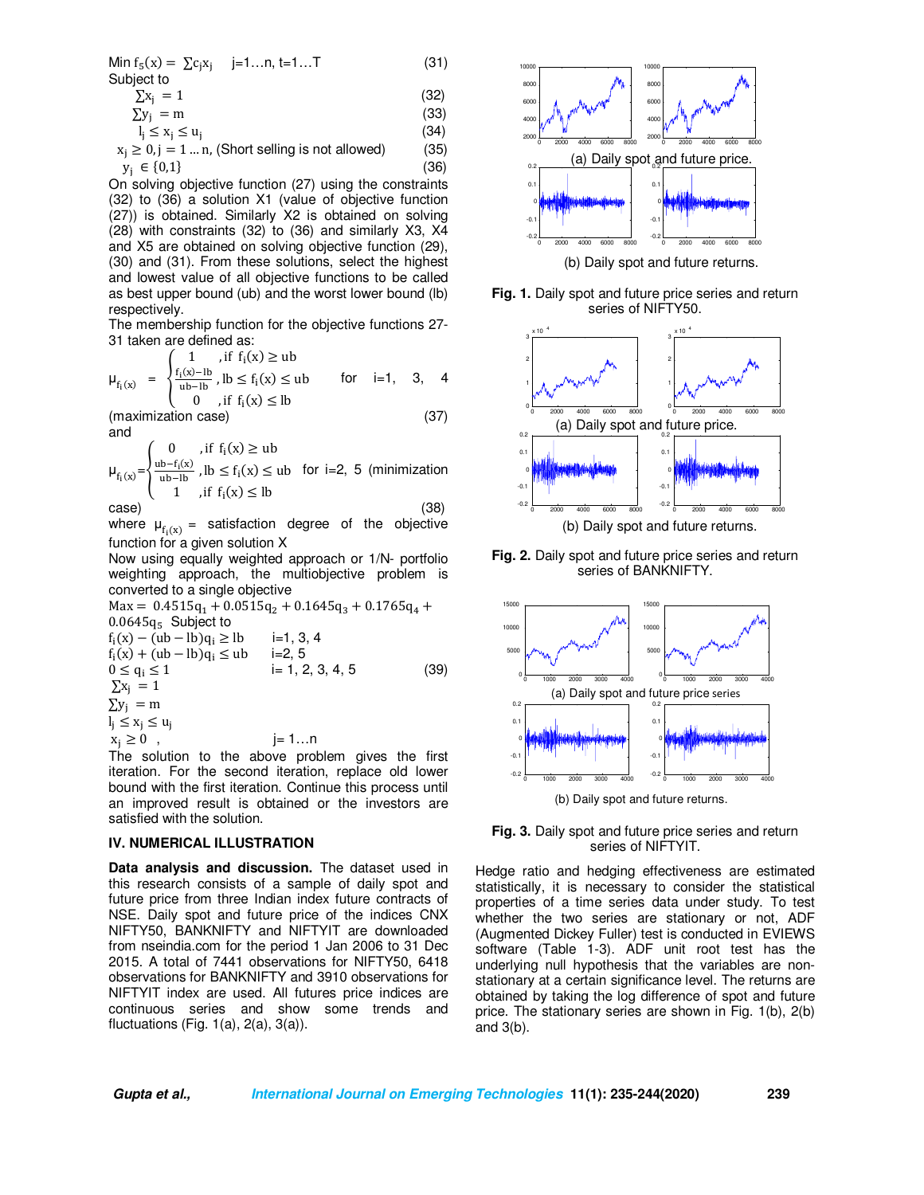$$\text{Min } f_5(x) = \sum c_j x_j \quad j=1\ldots n,\ t=1\ldots T \tag{31}$$

Subject to

$$\sum x_j = 1 \tag{32}$$

$$\sum y_j = m \tag{33}$$

$$l_j \le x_j \le u_j \tag{34}$$

$$x_j \ge 0, j = 1 \ldots n, \text{(Short selling is not allowed)} \tag{35}$$

$$y_j \in \{0,1\} \tag{36}$$

On solving objective function (27) using the constraints (32) to (36) a solution X1 (value of objective function (27)) is obtained. Similarly X2 is obtained on solving (28) with constraints (32) to (36) and similarly X3, X4 and X5 are obtained on solving objective function (29), (30) and (31). From these solutions, select the highest and lowest value of all objective functions to be called as best upper bound (ub) and the worst lower bound (lb) respectively.

The membership function for the objective functions 27-31 taken are defined as:

$$\mu_{f_i(x)} = \begin{cases} 1 & ,\text{if } f_i(x) \ge ub \\ \frac{f_i(x)-lb}{ub-lb} & , lb \le f_i(x) \le ub \\ 0 & ,\text{if } f_i(x) \le lb \end{cases} \quad \text{for } i=1, 3, 4$$

(maximization case) (37)

and

$$\mu_{f_i(x)} = \begin{cases} 0 & ,\text{if } f_i(x) \ge ub \\ \frac{ub-f_i(x)}{ub-lb} & , lb \le f_i(x) \le ub \\ 1 & ,\text{if } f_i(x) \le lb \end{cases} \quad \text{for } i=2, 5 \text{ (minimization}$$

case) (38)

where $\mu_{f_i(x)}$ = satisfaction degree of the objective function for a given solution X

Now using equally weighted approach or 1/N- portfolio weighting approach, the multiobjective problem is converted to a single objective

$$\text{Max} = 0.4515q_1 + 0.0515q_2 + 0.1645q_3 + 0.1765q_4 + 0.0645q_5 \quad \text{Subject to}$$

$$f_i(x) - (ub - lb)q_i \ge lb \qquad i=1, 3, 4$$

$$f_i(x) + (ub - lb)q_i \le ub \qquad i=2, 5$$

$$0 \le q_i \le 1 \qquad i= 1, 2, 3, 4, 5 \tag{39}$$

$$\sum x_j = 1$$

$$\sum y_j = m$$

$$l_j \le x_j \le u_j$$

$$x_j \ge 0, \qquad j= 1\ldots n$$

The solution to the above problem gives the first iteration. For the second iteration, replace old lower bound with the first iteration. Continue this process until an improved result is obtained or the investors are satisfied with the solution.

## IV. NUMERICAL ILLUSTRATION

**Data analysis and discussion.** The dataset used in this research consists of a sample of daily spot and future price from three Indian index future contracts of NSE. Daily spot and future price of the indices CNX NIFTY50, BANKNIFTY and NIFTYIT are downloaded from nseindia.com for the period 1 Jan 2006 to 31 Dec 2015. A total of 7441 observations for NIFTY50, 6418 observations for BANKNIFTY and 3910 observations for NIFTYIT index are used. All futures price indices are continuous series and show some trends and fluctuations (Fig. 1(a), 2(a), 3(a)).

(a) Daily spot and future price.

(b) Daily spot and future returns.

**Fig. 1.** Daily spot and future price series and return series of NIFTY50.

(a) Daily spot and future price.

(b) Daily spot and future returns.

**Fig. 2.** Daily spot and future price series and return series of BANKNIFTY.

(a) Daily spot and future price series

(b) Daily spot and future returns.

**Fig. 3.** Daily spot and future price series and return series of NIFTYIT.

Hedge ratio and hedging effectiveness are estimated statistically, it is necessary to consider the statistical properties of a time series data under study. To test whether the two series are stationary or not, ADF (Augmented Dickey Fuller) test is conducted in EVIEWS software (Table 1-3). ADF unit root test has the underlying null hypothesis that the variables are non-stationary at a certain significance level. The returns are obtained by taking the log difference of spot and future price. The stationary series are shown in Fig. 1(b), 2(b) and 3(b).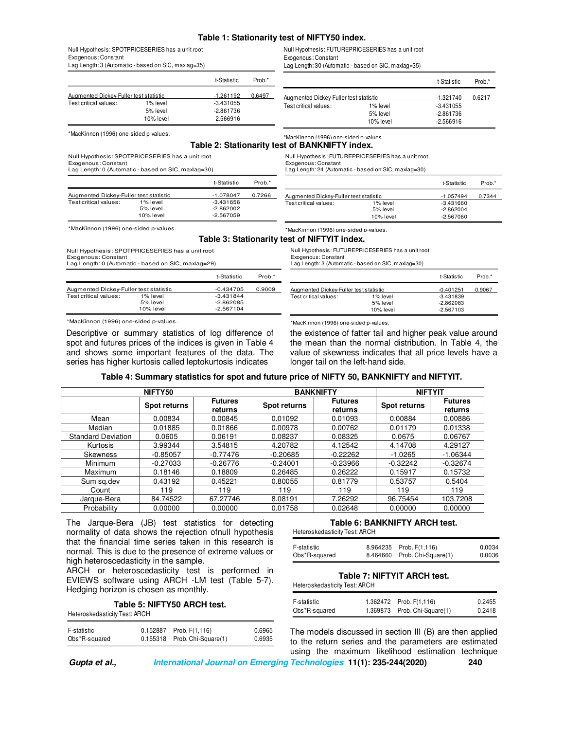**Table 1: Stationarity test of NIFTY50 index.**

Null Hypothesis: SPOTPRICESERIES has a unit root
Exogenous: Constant
Lag Length: 3 (Automatic - based on SIC, maxlag=35)

| | | t-Statistic | Prob.* |
|---|---|---|---|
| Augmented Dickey-Fuller test statistic | | -1.261192 | 0.6497 |
| Test critical values: | 1% level | -3.431055 | |
| | 5% level | -2.861736 | |
| | 10% level | -2.566916 | |

*MacKinnon (1996) one-sided p-values.

Null Hypothesis: FUTUREPRICESERIES has a unit root
Exogenous: Constant
Lag Length: 30 (Automatic - based on SIC, maxlag=35)

| | | t-Statistic | Prob.* |
|---|---|---|---|
| Augmented Dickey-Fuller test statistic | | -1.321740 | 0.6217 |
| Test critical values: | 1% level | -3.431055 | |
| | 5% level | -2.861736 | |
| | 10% level | -2.566916 | |

*MacKinnon (1996) one-sided p-values.

**Table 2: Stationarity test of BANKNIFTY index.**

Null Hypothesis: SPOTPRICESERIES has a unit root
Exogenous: Constant
Lag Length: 0 (Automatic - based on SIC, maxlag=30)

| | | t-Statistic | Prob.* |
|---|---|---|---|
| Augmented Dickey-Fuller test statistic | | -1.078047 | 0.7266 |
| Test critical values: | 1% level | -3.431656 | |
| | 5% level | -2.862002 | |
| | 10% level | -2.567059 | |

*MacKinnon (1996) one-sided p-values.

Null Hypothesis: FUTUREPRICESERIES has a unit root
Exogenous: Constant
Lag Length: 24 (Automatic - based on SIC, maxlag=30)

| | | t-Statistic | Prob.* |
|---|---|---|---|
| Augmented Dickey-Fuller test statistic | | -1.057494 | 0.7344 |
| Test critical values: | 1% level | -3.431660 | |
| | 5% level | -2.862004 | |
| | 10% level | -2.567060 | |

*MacKinnon (1996) one-sided p-values.

**Table 3: Stationarity test of NIFTYIT index.**

Null Hypothesis: SPOTPRICESERIES has a unit root
Exogenous: Constant
Lag Length: 0 (Automatic - based on SIC, maxlag=29)

| | | t-Statistic | Prob.* |
|---|---|---|---|
| Augmented Dickey-Fuller test statistic | | -0.434705 | 0.9009 |
| Test critical values: | 1% level | -3.431844 | |
| | 5% level | -2.862085 | |
| | 10% level | -2.567104 | |

*MacKinnon (1996) one-sided p-values.

Null Hypothesis: FUTUREPRICESERIES has a unit root
Exogenous: Constant
Lag Length: 3 (Automatic - based on SIC, maxlag=30)

| | | t-Statistic | Prob.* |
|---|---|---|---|
| Augmented Dickey-Fuller test statistic | | -0.401251 | 0.9067 |
| Test critical values: | 1% level | -3.431839 | |
| | 5% level | -2.862083 | |
| | 10% level | -2.567103 | |

*MacKinnon (1996) one-sided p-values.

Descriptive or summary statistics of log difference of spot and futures prices of the indices is given in Table 4 and shows some important features of the data. The series has higher kurtosis called leptokurtosis indicates the existence of fatter tail and higher peak value around the mean than the normal distribution. In Table 4, the value of skewness indicates that all price levels have a longer tail on the left-hand side.

**Table 4: Summary statistics for spot and future price of NIFTY 50, BANKNIFTY and NIFTYIT.**

| | NIFTY50 | | BANKNIFTY | | NIFTYIT | |
|---|---|---|---|---|---|---|
| | Spot returns | Futures returns | Spot returns | Futures returns | Spot returns | Futures returns |
| Mean | 0.00834 | 0.00845 | 0.01092 | 0.01093 | 0.00884 | 0.00886 |
| Median | 0.01885 | 0.01866 | 0.00978 | 0.00762 | 0.01179 | 0.01338 |
| Standard Deviation | 0.0605 | 0.06191 | 0.08237 | 0.08325 | 0.0675 | 0.06767 |
| Kurtosis | 3.99344 | 3.54815 | 4.20782 | 4.12542 | 4.14708 | 4.29127 |
| Skewness | -0.85057 | -0.77476 | -0.20685 | -0.22262 | -1.0265 | -1.06344 |
| Minimum | -0.27033 | -0.26776 | -0.24001 | -0.23966 | -0.32242 | -0.32674 |
| Maximum | 0.18146 | 0.18809 | 0.26485 | 0.26222 | 0.15917 | 0.15732 |
| Sum sq.dev | 0.43192 | 0.45221 | 0.80055 | 0.81779 | 0.53757 | 0.5404 |
| Count | 119 | 119 | 119 | 119 | 119 | 119 |
| Jarque-Bera | 84.74522 | 67.27746 | 8.08191 | 7.26292 | 96.75454 | 103.7208 |
| Probability | 0.00000 | 0.00000 | 0.01758 | 0.02648 | 0.00000 | 0.00000 |

The Jarque-Bera (JB) test statistics for detecting normality of data shows the rejection ofnull hypothesis that the financial time series taken in this research is normal. This is due to the presence of extreme values or high heteroscedasticity in the sample.

ARCH or heteroscedasticity test is performed in EVIEWS software using ARCH -LM test (Table 5-7). Hedging horizon is chosen as monthly.

**Table 5: NIFTY50 ARCH test.**

Heteroskedasticity Test: ARCH

| | | | |
|---|---|---|---|
| F-statistic | 0.152887 | Prob. F(1,116) | 0.6965 |
| Obs*R-squared | 0.155318 | Prob. Chi-Square(1) | 0.6935 |

**Table 6: BANKNIFTY ARCH test.**

Heteroskedasticity Test: ARCH

| | | | |
|---|---|---|---|
| F-statistic | 8.964235 | Prob. F(1,116) | 0.0034 |
| Obs*R-squared | 8.464660 | Prob. Chi-Square(1) | 0.0036 |

**Table 7: NIFTYIT ARCH test.**

Heteroskedasticity Test: ARCH

| | | | |
|---|---|---|---|
| F-statistic | 1.362472 | Prob. F(1,116) | 0.2455 |
| Obs*R-squared | 1.369873 | Prob. Chi-Square(1) | 0.2418 |

The models discussed in section III (B) are then applied to the return series and the parameters are estimated using the maximum likelihood estimation technique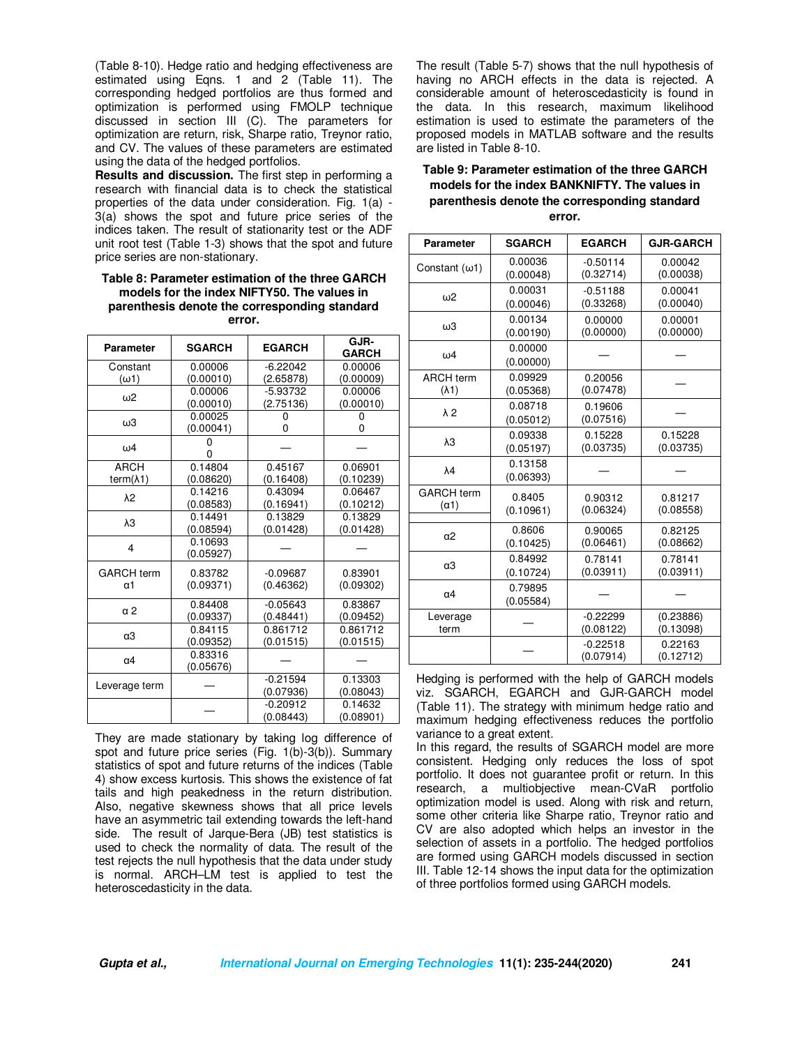(Table 8-10). Hedge ratio and hedging effectiveness are estimated using Eqns. 1 and 2 (Table 11). The corresponding hedged portfolios are thus formed and optimization is performed using FMOLP technique discussed in section III (C). The parameters for optimization are return, risk, Sharpe ratio, Treynor ratio, and CV. The values of these parameters are estimated using the data of the hedged portfolios.

**Results and discussion.** The first step in performing a research with financial data is to check the statistical properties of the data under consideration. Fig. 1(a) - 3(a) shows the spot and future price series of the indices taken. The result of stationarity test or the ADF unit root test (Table 1-3) shows that the spot and future price series are non-stationary.

**Table 8: Parameter estimation of the three GARCH models for the index NIFTY50. The values in parenthesis denote the corresponding standard error.**

| Parameter | SGARCH | EGARCH | GJR-GARCH |
|---|---|---|---|
| Constant ($\omega$1) | 0.00006 (0.00010) | -6.22042 (2.65878) | 0.00006 (0.00009) |
| $\omega$2 | 0.00006 (0.00010) | -5.93732 (2.75136) | 0.00006 (0.00010) |
| $\omega$3 | 0.00025 (0.00041) | 0 0 | 0 0 |
| $\omega$4 | 0 0 | — | — |
| ARCH term($\lambda$1) | 0.14804 (0.08620) | 0.45167 (0.16408) | 0.06901 (0.10239) |
| $\lambda$2 | 0.14216 (0.08583) | 0.43094 (0.16941) | 0.06467 (0.10212) |
| $\lambda$3 | 0.14491 (0.08594) | 0.13829 (0.01428) | 0.13829 (0.01428) |
| 4 | 0.10693 (0.05927) | — | — |
| GARCH term $\alpha$1 | 0.83782 (0.09371) | -0.09687 (0.46362) | 0.83901 (0.09302) |
| $\alpha$ 2 | 0.84408 (0.09337) | -0.05643 (0.48441) | 0.83867 (0.09452) |
| $\alpha$3 | 0.84115 (0.09352) | 0.861712 (0.01515) | 0.861712 (0.01515) |
| $\alpha$4 | 0.83316 (0.05676) | — | — |
| Leverage term | — | -0.21594 (0.07936) | 0.13303 (0.08043) |
| | — | -0.20912 (0.08443) | 0.14632 (0.08901) |

They are made stationary by taking log difference of spot and future price series (Fig. 1(b)-3(b)). Summary statistics of spot and future returns of the indices (Table 4) show excess kurtosis. This shows the existence of fat tails and high peakedness in the return distribution. Also, negative skewness shows that all price levels have an asymmetric tail extending towards the left-hand side. The result of Jarque-Bera (JB) test statistics is used to check the normality of data. The result of the test rejects the null hypothesis that the data under study is normal. ARCH–LM test is applied to test the heteroscedasticity in the data.

The result (Table 5-7) shows that the null hypothesis of having no ARCH effects in the data is rejected. A considerable amount of heteroscedasticity is found in the data. In this research, maximum likelihood estimation is used to estimate the parameters of the proposed models in MATLAB software and the results are listed in Table 8-10.

**Table 9: Parameter estimation of the three GARCH models for the index BANKNIFTY. The values in parenthesis denote the corresponding standard error.**

| Parameter | SGARCH | EGARCH | GJR-GARCH |
|---|---|---|---|
| Constant ($\omega$1) | 0.00036 (0.00048) | -0.50114 (0.32714) | 0.00042 (0.00038) |
| $\omega$2 | 0.00031 (0.00046) | -0.51188 (0.33268) | 0.00041 (0.00040) |
| $\omega$3 | 0.00134 (0.00190) | 0.00000 (0.00000) | 0.00001 (0.00000) |
| $\omega$4 | 0.00000 (0.00000) | — | — |
| ARCH term ($\lambda$1) | 0.09929 (0.05368) | 0.20056 (0.07478) | — |
| $\lambda$ 2 | 0.08718 (0.05012) | 0.19606 (0.07516) | — |
| $\lambda$3 | 0.09338 (0.05197) | 0.15228 (0.03735) | 0.15228 (0.03735) |
| $\lambda$4 | 0.13158 (0.06393) | — | — |
| GARCH term ($\alpha$1) | 0.8405 (0.10961) | 0.90312 (0.06324) | 0.81217 (0.08558) |
| $\alpha$2 | 0.8606 (0.10425) | 0.90065 (0.06461) | 0.82125 (0.08662) |
| $\alpha$3 | 0.84992 (0.10724) | 0.78141 (0.03911) | 0.78141 (0.03911) |
| $\alpha$4 | 0.79895 (0.05584) | — | — |
| Leverage term | — | -0.22299 (0.08122) | (0.23886) (0.13098) |
| | — | -0.22518 (0.07914) | 0.22163 (0.12712) |

Hedging is performed with the help of GARCH models viz. SGARCH, EGARCH and GJR-GARCH model (Table 11). The strategy with minimum hedge ratio and maximum hedging effectiveness reduces the portfolio variance to a great extent.

In this regard, the results of SGARCH model are more consistent. Hedging only reduces the loss of spot portfolio. It does not guarantee profit or return. In this research, a multiobjective mean-CVaR portfolio optimization model is used. Along with risk and return, some other criteria like Sharpe ratio, Treynor ratio and CV are also adopted which helps an investor in the selection of assets in a portfolio. The hedged portfolios are formed using GARCH models discussed in section III. Table 12-14 shows the input data for the optimization of three portfolios formed using GARCH models.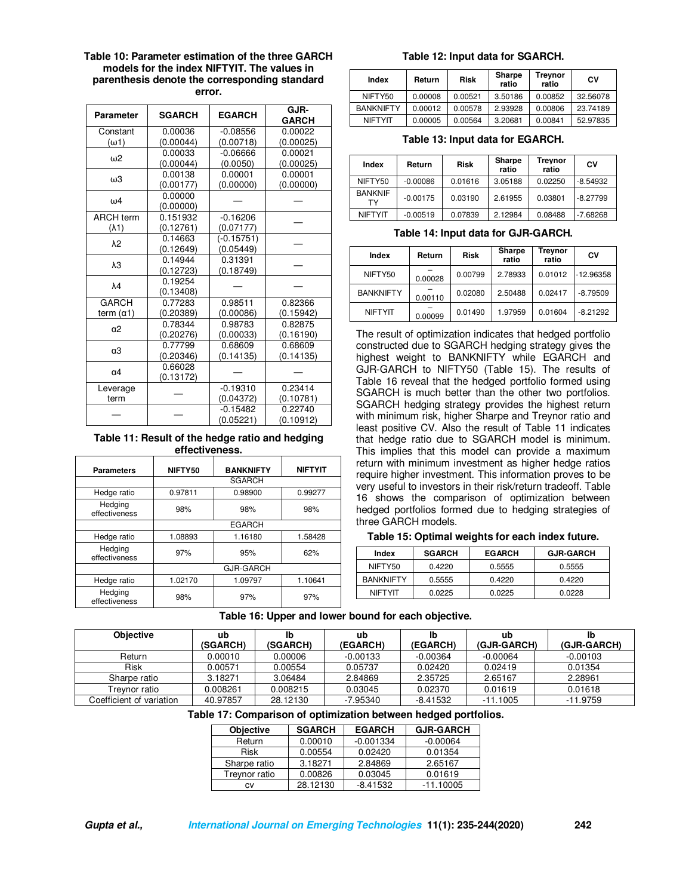**Table 10: Parameter estimation of the three GARCH models for the index NIFTYIT. The values in parenthesis denote the corresponding standard error.**

| Parameter | SGARCH | EGARCH | GJR-GARCH |
|---|---|---|---|
| Constant (ω1) | 0.00036 (0.00044) | -0.08556 (0.00718) | 0.00022 (0.00025) |
| ω2 | 0.00033 (0.00044) | -0.06666 (0.0050) | 0.00021 (0.00025) |
| ω3 | 0.00138 (0.00177) | 0.00001 (0.00000) | 0.00001 (0.00000) |
| ω4 | 0.00000 (0.00000) | — | — |
| ARCH term (λ1) | 0.151932 (0.12761) | -0.16206 (0.07177) | — |
| λ2 | 0.14663 (0.12649) | (-0.15751) (0.05449) | — |
| λ3 | 0.14944 (0.12723) | 0.31391 (0.18749) | — |
| λ4 | 0.19254 (0.13408) | — | — |
| GARCH term (α1) | 0.77283 (0.20389) | 0.98511 (0.00086) | 0.82366 (0.15942) |
| α2 | 0.78344 (0.20276) | 0.98783 (0.00033) | 0.82875 (0.16190) |
| α3 | 0.77799 (0.20346) | 0.68609 (0.14135) | 0.68609 (0.14135) |
| α4 | 0.66028 (0.13172) | — | — |
| Leverage term | — | -0.19310 (0.04372) | 0.23414 (0.10781) |
| — | — | -0.15482 (0.05221) | 0.22740 (0.10912) |

**Table 11: Result of the hedge ratio and hedging effectiveness.**

| Parameters | NIFTY50 | BANKNIFTY | NIFTYIT |
|---|---|---|---|
| | | SGARCH | |
| Hedge ratio | 0.97811 | 0.98900 | 0.99277 |
| Hedging effectiveness | 98% | 98% | 98% |
| | | EGARCH | |
| Hedge ratio | 1.08893 | 1.16180 | 1.58428 |
| Hedging effectiveness | 97% | 95% | 62% |
| | | GJR-GARCH | |
| Hedge ratio | 1.02170 | 1.09797 | 1.10641 |
| Hedging effectiveness | 98% | 97% | 97% |

**Table 12: Input data for SGARCH.**

| Index | Return | Risk | Sharpe ratio | Treynor ratio | CV |
|---|---|---|---|---|---|
| NIFTY50 | 0.00008 | 0.00521 | 3.50186 | 0.00852 | 32.56078 |
| BANKNIFTY | 0.00012 | 0.00578 | 2.93928 | 0.00806 | 23.74189 |
| NIFTYIT | 0.00005 | 0.00564 | 3.20681 | 0.00841 | 52.97835 |

**Table 13: Input data for EGARCH.**

| Index | Return | Risk | Sharpe ratio | Treynor ratio | CV |
|---|---|---|---|---|---|
| NIFTY50 | -0.00086 | 0.01616 | 3.05188 | 0.02250 | -8.54932 |
| BANKNIFTY | -0.00175 | 0.03190 | 2.61955 | 0.03801 | -8.27799 |
| NIFTYIT | -0.00519 | 0.07839 | 2.12984 | 0.08488 | -7.68268 |

**Table 14: Input data for GJR-GARCH.**

| Index | Return | Risk | Sharpe ratio | Treynor ratio | CV |
|---|---|---|---|---|---|
| NIFTY50 | −0.00028 | 0.00799 | 2.78933 | 0.01012 | -12.96358 |
| BANKNIFTY | −0.00110 | 0.02080 | 2.50488 | 0.02417 | -8.79509 |
| NIFTYIT | −0.00099 | 0.01490 | 1.97959 | 0.01604 | -8.21292 |

The result of optimization indicates that hedged portfolio constructed due to SGARCH hedging strategy gives the highest weight to BANKNIFTY while EGARCH and GJR-GARCH to NIFTY50 (Table 15). The results of Table 16 reveal that the hedged portfolio formed using SGARCH is much better than the other two portfolios. SGARCH hedging strategy provides the highest return with minimum risk, higher Sharpe and Treynor ratio and least positive CV. Also the result of Table 11 indicates that hedge ratio due to SGARCH model is minimum. This implies that this model can provide a maximum return with minimum investment as higher hedge ratios require higher investment. This information proves to be very useful to investors in their risk/return tradeoff. Table 16 shows the comparison of optimization between hedged portfolios formed due to hedging strategies of three GARCH models.

**Table 15: Optimal weights for each index future.**

| Index | SGARCH | EGARCH | GJR-GARCH |
|---|---|---|---|
| NIFTY50 | 0.4220 | 0.5555 | 0.5555 |
| BANKNIFTY | 0.5555 | 0.4220 | 0.4220 |
| NIFTYIT | 0.0225 | 0.0225 | 0.0228 |

**Table 16: Upper and lower bound for each objective.**

| Objective | ub (SGARCH) | lb (SGARCH) | ub (EGARCH) | lb (EGARCH) | ub (GJR-GARCH) | lb (GJR-GARCH) |
|---|---|---|---|---|---|---|
| Return | 0.00010 | 0.00006 | -0.00133 | -0.00364 | -0.00064 | -0.00103 |
| Risk | 0.00571 | 0.00554 | 0.05737 | 0.02420 | 0.02419 | 0.01354 |
| Sharpe ratio | 3.18271 | 3.06484 | 2.84869 | 2.35725 | 2.65167 | 2.28961 |
| Treynor ratio | 0.008261 | 0.008215 | 0.03045 | 0.02370 | 0.01619 | 0.01618 |
| Coefficient of variation | 40.97857 | 28.12130 | -7.95340 | -8.41532 | -11.1005 | -11.9759 |

**Table 17: Comparison of optimization between hedged portfolios.**

| Objective | SGARCH | EGARCH | GJR-GARCH |
|---|---|---|---|
| Return | 0.00010 | -0.001334 | -0.00064 |
| Risk | 0.00554 | 0.02420 | 0.01354 |
| Sharpe ratio | 3.18271 | 2.84869 | 2.65167 |
| Treynor ratio | 0.00826 | 0.03045 | 0.01619 |
| cv | 28.12130 | -8.41532 | -11.10005 |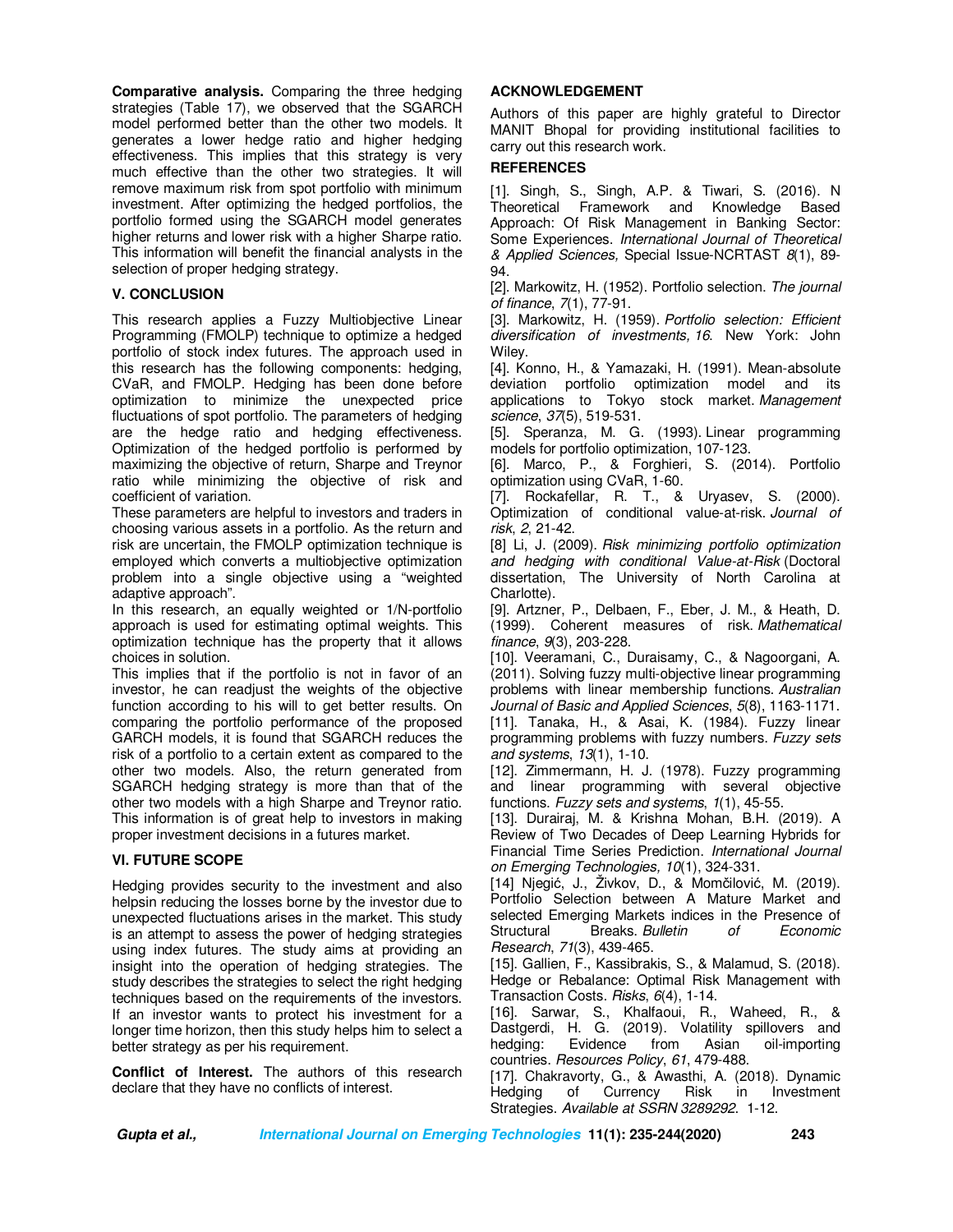**Comparative analysis.** Comparing the three hedging strategies (Table 17), we observed that the SGARCH model performed better than the other two models. It generates a lower hedge ratio and higher hedging effectiveness. This implies that this strategy is very much effective than the other two strategies. It will remove maximum risk from spot portfolio with minimum investment. After optimizing the hedged portfolios, the portfolio formed using the SGARCH model generates higher returns and lower risk with a higher Sharpe ratio. This information will benefit the financial analysts in the selection of proper hedging strategy.

## V. CONCLUSION

This research applies a Fuzzy Multiobjective Linear Programming (FMOLP) technique to optimize a hedged portfolio of stock index futures. The approach used in this research has the following components: hedging, CVaR, and FMOLP. Hedging has been done before optimization to minimize the unexpected price fluctuations of spot portfolio. The parameters of hedging are the hedge ratio and hedging effectiveness. Optimization of the hedged portfolio is performed by maximizing the objective of return, Sharpe and Treynor ratio while minimizing the objective of risk and coefficient of variation.

These parameters are helpful to investors and traders in choosing various assets in a portfolio. As the return and risk are uncertain, the FMOLP optimization technique is employed which converts a multiobjective optimization problem into a single objective using a "weighted adaptive approach".

In this research, an equally weighted or 1/N-portfolio approach is used for estimating optimal weights. This optimization technique has the property that it allows choices in solution.

This implies that if the portfolio is not in favor of an investor, he can readjust the weights of the objective function according to his will to get better results. On comparing the portfolio performance of the proposed GARCH models, it is found that SGARCH reduces the risk of a portfolio to a certain extent as compared to the other two models. Also, the return generated from SGARCH hedging strategy is more than that of the other two models with a high Sharpe and Treynor ratio. This information is of great help to investors in making proper investment decisions in a futures market.

## VI. FUTURE SCOPE

Hedging provides security to the investment and also helpsin reducing the losses borne by the investor due to unexpected fluctuations arises in the market. This study is an attempt to assess the power of hedging strategies using index futures. The study aims at providing an insight into the operation of hedging strategies. The study describes the strategies to select the right hedging techniques based on the requirements of the investors. If an investor wants to protect his investment for a longer time horizon, then this study helps him to select a better strategy as per his requirement.

**Conflict of Interest.** The authors of this research declare that they have no conflicts of interest.

## ACKNOWLEDGEMENT

Authors of this paper are highly grateful to Director MANIT Bhopal for providing institutional facilities to carry out this research work.

## REFERENCES

[1]. Singh, S., Singh, A.P. & Tiwari, S. (2016). N Theoretical Framework and Knowledge Based Approach: Of Risk Management in Banking Sector: Some Experiences. *International Journal of Theoretical & Applied Sciences,* Special Issue-NCRTAST *8*(1), 89-94.

[2]. Markowitz, H. (1952). Portfolio selection. *The journal of finance*, *7*(1), 77-91.

[3]. Markowitz, H. (1959). *Portfolio selection: Efficient diversification of investments, 16*. New York: John Wiley.

[4]. Konno, H., & Yamazaki, H. (1991). Mean-absolute deviation portfolio optimization model and its applications to Tokyo stock market. *Management science*, *37*(5), 519-531.

[5]. Speranza, M. G. (1993). Linear programming models for portfolio optimization, 107-123.

[6]. Marco, P., & Forghieri, S. (2014). Portfolio optimization using CVaR, 1-60.

[7]. Rockafellar, R. T., & Uryasev, S. (2000). Optimization of conditional value-at-risk. *Journal of risk*, *2*, 21-42.

[8] Li, J. (2009). *Risk minimizing portfolio optimization and hedging with conditional Value-at-Risk* (Doctoral dissertation, The University of North Carolina at Charlotte).

[9]. Artzner, P., Delbaen, F., Eber, J. M., & Heath, D. (1999). Coherent measures of risk. *Mathematical finance*, *9*(3), 203-228.

[10]. Veeramani, C., Duraisamy, C., & Nagoorgani, A. (2011). Solving fuzzy multi-objective linear programming problems with linear membership functions. *Australian Journal of Basic and Applied Sciences*, *5*(8), 1163-1171.

[11]. Tanaka, H., & Asai, K. (1984). Fuzzy linear programming problems with fuzzy numbers. *Fuzzy sets and systems*, *13*(1), 1-10.

[12]. Zimmermann, H. J. (1978). Fuzzy programming and linear programming with several objective functions. *Fuzzy sets and systems*, *1*(1), 45-55.

[13]. Durairaj, M. & Krishna Mohan, B.H. (2019). A Review of Two Decades of Deep Learning Hybrids for Financial Time Series Prediction. *International Journal on Emerging Technologies, 10*(1), 324-331.

[14] Njegić, J., Živkov, D., & Momčilović, M. (2019). Portfolio Selection between A Mature Market and selected Emerging Markets indices in the Presence of Structural Breaks. *Bulletin of Economic Research*, *71*(3), 439-465.

[15]. Gallien, F., Kassibrakis, S., & Malamud, S. (2018). Hedge or Rebalance: Optimal Risk Management with Transaction Costs. *Risks*, *6*(4), 1-14.

[16]. Sarwar, S., Khalfaoui, R., Waheed, R., & Dastgerdi, H. G. (2019). Volatility spillovers and hedging: Evidence from Asian oil-importing countries. *Resources Policy*, *61*, 479-488.

[17]. Chakravorty, G., & Awasthi, A. (2018). Dynamic Hedging of Currency Risk in Investment Strategies. *Available at SSRN 3289292*. 1-12.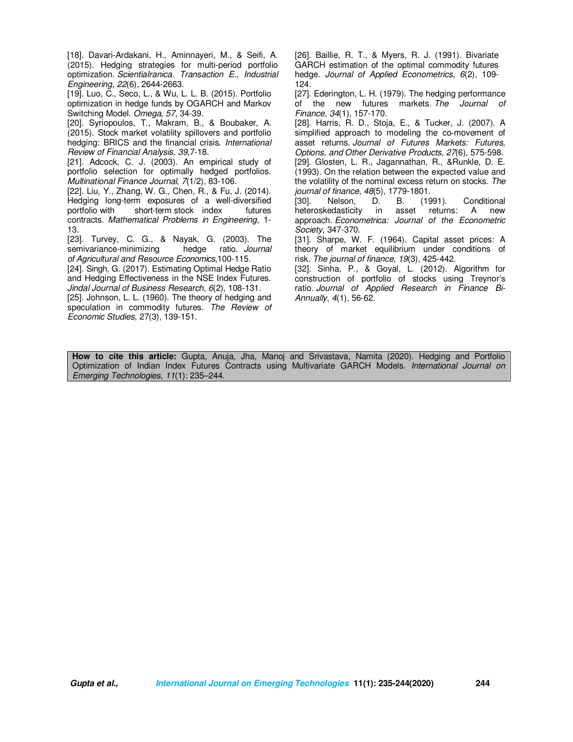[18]. Davari-Ardakani, H., Aminnayeri, M., & Seifi, A. (2015). Hedging strategies for multi-period portfolio optimization. *ScientiaIranica. Transaction E., Industrial Engineering*, *22*(6), 2644-2663.

[19]. Luo, C., Seco, L., & Wu, L. L. B. (2015). Portfolio optimization in hedge funds by OGARCH and Markov Switching Model. *Omega*, *57*, 34-39.

[20]. Syriopoulos, T., Makram, B., & Boubaker, A. (2015). Stock market volatility spillovers and portfolio hedging: BRICS and the financial crisis. *International Review of Financial Analysis*, *39*,7-18.

[21]. Adcock, C. J. (2003). An empirical study of portfolio selection for optimally hedged portfolios. *Multinational Finance Journal*, *7*(1/2), 83-106.

[22]. Liu, Y., Zhang, W. G., Chen, R., & Fu, J. (2014). Hedging long-term exposures of a well-diversified portfolio with short-term stock index futures contracts. *Mathematical Problems in Engineering*, 1-13.

[23]. Turvey, C. G., & Nayak, G. (2003). The semivariance-minimizing hedge ratio. *Journal of Agricultural and Resource Economics*,100-115.

[24]. Singh, G. (2017). Estimating Optimal Hedge Ratio and Hedging Effectiveness in the NSE Index Futures. *Jindal Journal of Business Research*, *6*(2), 108-131.

[25]. Johnson, L. L. (1960). The theory of hedging and speculation in commodity futures. *The Review of Economic Studies*, 27(3), 139-151.

[26]. Baillie, R. T., & Myers, R. J. (1991). Bivariate GARCH estimation of the optimal commodity futures hedge. *Journal of Applied Econometrics*, *6*(2), 109-124.

[27]. Ederington, L. H. (1979). The hedging performance of the new futures markets. *The Journal of Finance*, *34*(1), 157-170.

[28]. Harris, R. D., Stoja, E., & Tucker, J. (2007). A simplified approach to modeling the co-movement of asset returns. *Journal of Futures Markets: Futures, Options, and Other Derivative Products*, *27*(6), 575-598.

[29]. Glosten, L. R., Jagannathan, R., &Runkle, D. E. (1993). On the relation between the expected value and the volatility of the nominal excess return on stocks. *The journal of finance*, *48*(5), 1779-1801.

[30]. Nelson, D. B. (1991). Conditional heteroskedasticity in asset returns: A new approach. *Econometrica: Journal of the Econometric Society*, 347-370.

[31]. Sharpe, W. F. (1964). Capital asset prices: A theory of market equilibrium under conditions of risk. *The journal of finance*, *19*(3), 425-442.

[32]. Sinha, P., & Goyal, L. (2012). Algorithm for construction of portfolio of stocks using Treynor's ratio. *Journal of Applied Research in Finance Bi-Annually*, *4*(1), 56-62.

**How to cite this article:** Gupta, Anuja, Jha, Manoj and Srivastava, Namita (2020). Hedging and Portfolio Optimization of Indian Index Futures Contracts using Multivariate GARCH Models. *International Journal on Emerging Technologies*, *11*(1): 235–244.